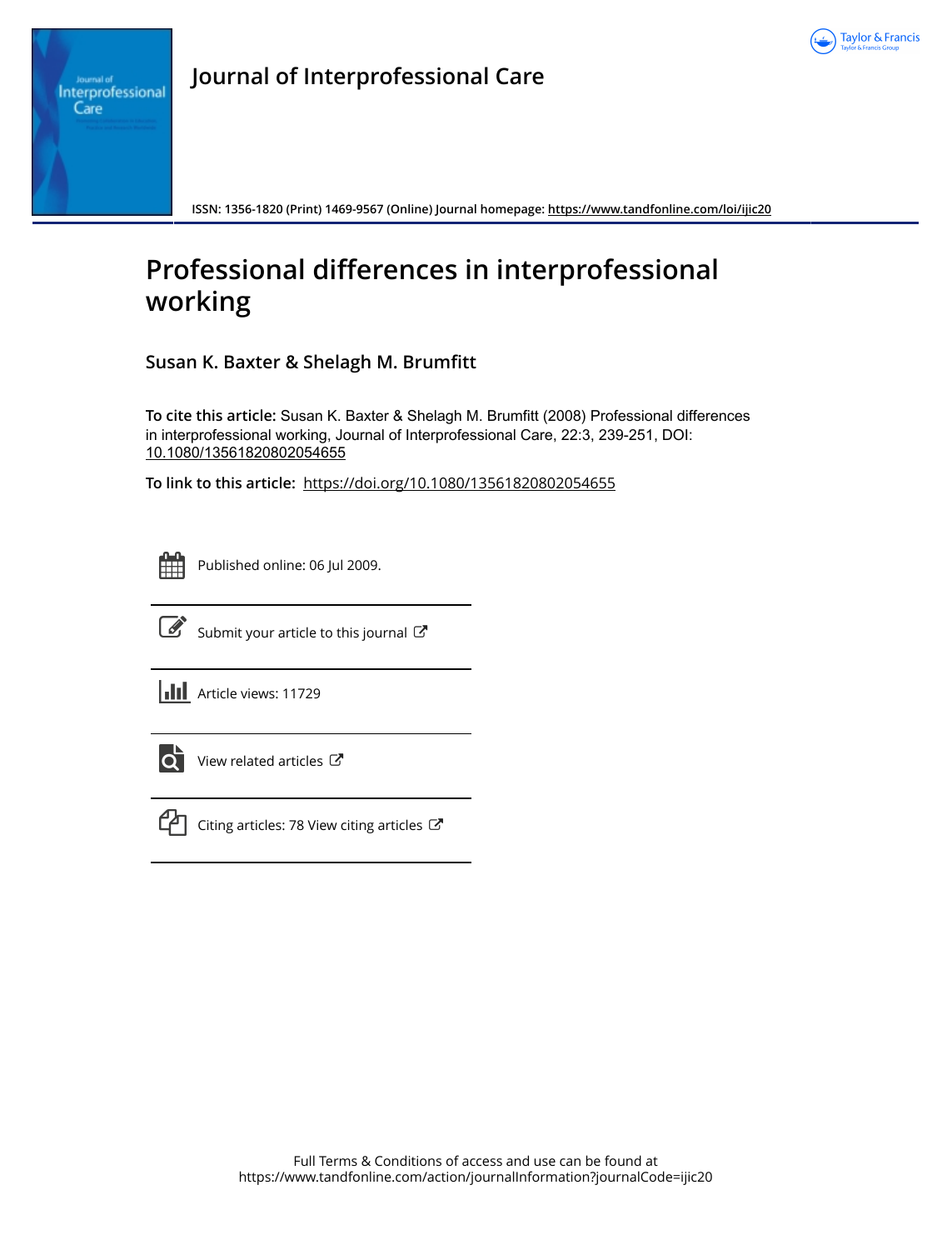# Journal of Interprofessional Care

ISSN: 1356-1820 (Print) 1469-9567 (Online) Journal homepage: https://www.tandfonline.com/loi/ijic20

# Professional differences in interprofessional working

## Susan K. Baxter & Shelagh M. Brumfitt

**To cite this article:** Susan K. Baxter & Shelagh M. Brumfitt (2008) Professional differences in interprofessional working, Journal of Interprofessional Care, 22:3, 239-251, DOI: 10.1080/13561820802054655

**To link to this article:** https://doi.org/10.1080/13561820802054655

Published online: 06 Jul 2009.

Submit your article to this journal

Article views: 11729

View related articles

Citing articles: 78 View citing articles

Full Terms & Conditions of access and use can be found at https://www.tandfonline.com/action/journalInformation?journalCode=ijic20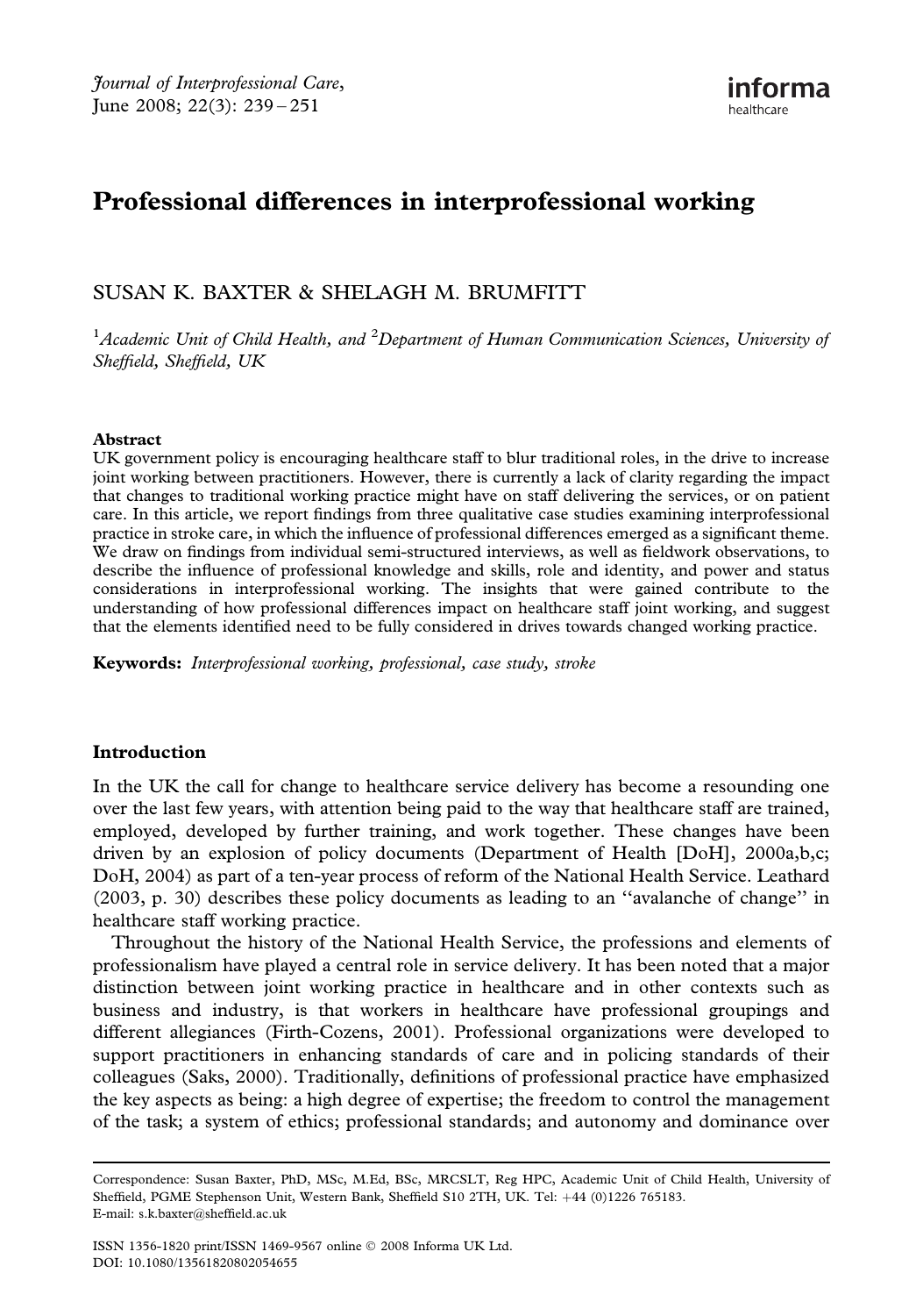# Professional differences in interprofessional working

SUSAN K. BAXTER & SHELAGH M. BRUMFITT

[1]*Academic Unit of Child Health, and* [2]*Department of Human Communication Sciences, University of Sheffield, Sheffield, UK*

**Abstract**

UK government policy is encouraging healthcare staff to blur traditional roles, in the drive to increase joint working between practitioners. However, there is currently a lack of clarity regarding the impact that changes to traditional working practice might have on staff delivering the services, or on patient care. In this article, we report findings from three qualitative case studies examining interprofessional practice in stroke care, in which the influence of professional differences emerged as a significant theme. We draw on findings from individual semi-structured interviews, as well as fieldwork observations, to describe the influence of professional knowledge and skills, role and identity, and power and status considerations in interprofessional working. The insights that were gained contribute to the understanding of how professional differences impact on healthcare staff joint working, and suggest that the elements identified need to be fully considered in drives towards changed working practice.

**Keywords:** *Interprofessional working, professional, case study, stroke*

## Introduction

In the UK the call for change to healthcare service delivery has become a resounding one over the last few years, with attention being paid to the way that healthcare staff are trained, employed, developed by further training, and work together. These changes have been driven by an explosion of policy documents (Department of Health [DoH], 2000a,b,c; DoH, 2004) as part of a ten-year process of reform of the National Health Service. Leathard (2003, p. 30) describes these policy documents as leading to an ''avalanche of change'' in healthcare staff working practice.

Throughout the history of the National Health Service, the professions and elements of professionalism have played a central role in service delivery. It has been noted that a major distinction between joint working practice in healthcare and in other contexts such as business and industry, is that workers in healthcare have professional groupings and different allegiances (Firth-Cozens, 2001). Professional organizations were developed to support practitioners in enhancing standards of care and in policing standards of their colleagues (Saks, 2000). Traditionally, definitions of professional practice have emphasized the key aspects as being: a high degree of expertise; the freedom to control the management of the task; a system of ethics; professional standards; and autonomy and dominance over

Correspondence: Susan Baxter, PhD, MSc, M.Ed, BSc, MRCSLT, Reg HPC, Academic Unit of Child Health, University of Sheffield, PGME Stephenson Unit, Western Bank, Sheffield S10 2TH, UK. Tel: +44 (0)1226 765183. E-mail: s.k.baxter@sheffield.ac.uk

ISSN 1356-1820 print/ISSN 1469-9567 online © 2008 Informa UK Ltd.
DOI: 10.1080/13561820802054655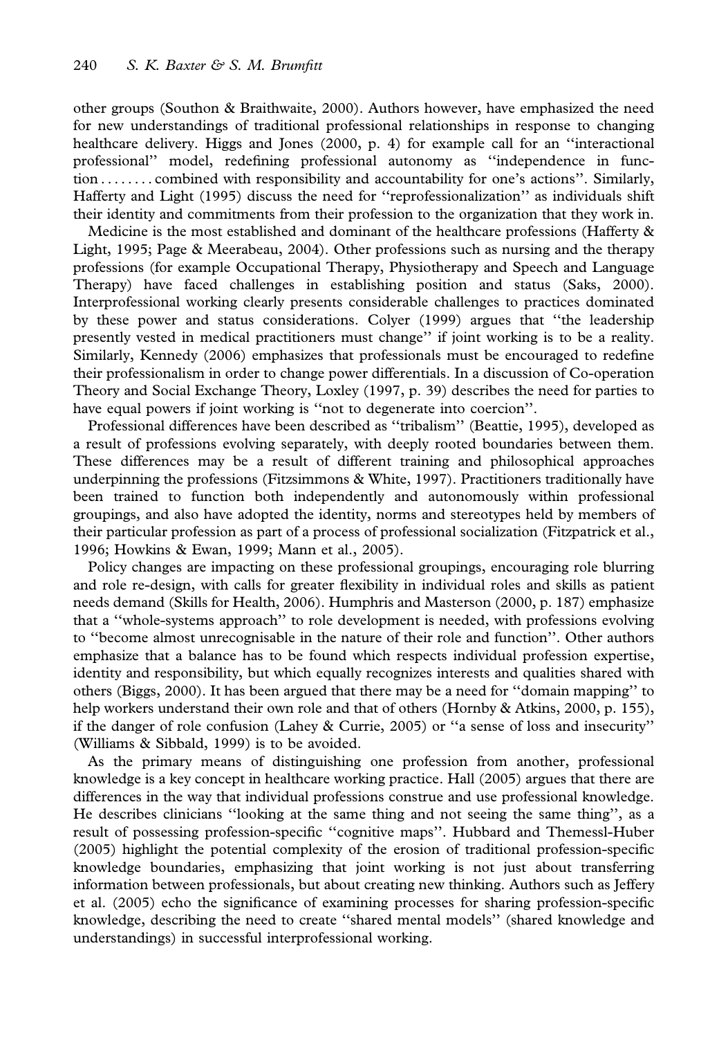other groups (Southon & Braithwaite, 2000). Authors however, have emphasized the need for new understandings of traditional professional relationships in response to changing healthcare delivery. Higgs and Jones (2000, p. 4) for example call for an "interactional professional" model, redefining professional autonomy as "independence in function........combined with responsibility and accountability for one's actions". Similarly, Hafferty and Light (1995) discuss the need for "reprofessionalization" as individuals shift their identity and commitments from their profession to the organization that they work in.

Medicine is the most established and dominant of the healthcare professions (Hafferty & Light, 1995; Page & Meerabeau, 2004). Other professions such as nursing and the therapy professions (for example Occupational Therapy, Physiotherapy and Speech and Language Therapy) have faced challenges in establishing position and status (Saks, 2000). Interprofessional working clearly presents considerable challenges to practices dominated by these power and status considerations. Colyer (1999) argues that "the leadership presently vested in medical practitioners must change" if joint working is to be a reality. Similarly, Kennedy (2006) emphasizes that professionals must be encouraged to redefine their professionalism in order to change power differentials. In a discussion of Co-operation Theory and Social Exchange Theory, Loxley (1997, p. 39) describes the need for parties to have equal powers if joint working is "not to degenerate into coercion".

Professional differences have been described as "tribalism" (Beattie, 1995), developed as a result of professions evolving separately, with deeply rooted boundaries between them. These differences may be a result of different training and philosophical approaches underpinning the professions (Fitzsimmons & White, 1997). Practitioners traditionally have been trained to function both independently and autonomously within professional groupings, and also have adopted the identity, norms and stereotypes held by members of their particular profession as part of a process of professional socialization (Fitzpatrick et al., 1996; Howkins & Ewan, 1999; Mann et al., 2005).

Policy changes are impacting on these professional groupings, encouraging role blurring and role re-design, with calls for greater flexibility in individual roles and skills as patient needs demand (Skills for Health, 2006). Humphris and Masterson (2000, p. 187) emphasize that a "whole-systems approach" to role development is needed, with professions evolving to "become almost unrecognisable in the nature of their role and function". Other authors emphasize that a balance has to be found which respects individual profession expertise, identity and responsibility, but which equally recognizes interests and qualities shared with others (Biggs, 2000). It has been argued that there may be a need for "domain mapping" to help workers understand their own role and that of others (Hornby & Atkins, 2000, p. 155), if the danger of role confusion (Lahey & Currie, 2005) or "a sense of loss and insecurity" (Williams & Sibbald, 1999) is to be avoided.

As the primary means of distinguishing one profession from another, professional knowledge is a key concept in healthcare working practice. Hall (2005) argues that there are differences in the way that individual professions construe and use professional knowledge. He describes clinicians "looking at the same thing and not seeing the same thing", as a result of possessing profession-specific "cognitive maps". Hubbard and Themessl-Huber (2005) highlight the potential complexity of the erosion of traditional profession-specific knowledge boundaries, emphasizing that joint working is not just about transferring information between professionals, but about creating new thinking. Authors such as Jeffery et al. (2005) echo the significance of examining processes for sharing profession-specific knowledge, describing the need to create "shared mental models" (shared knowledge and understandings) in successful interprofessional working.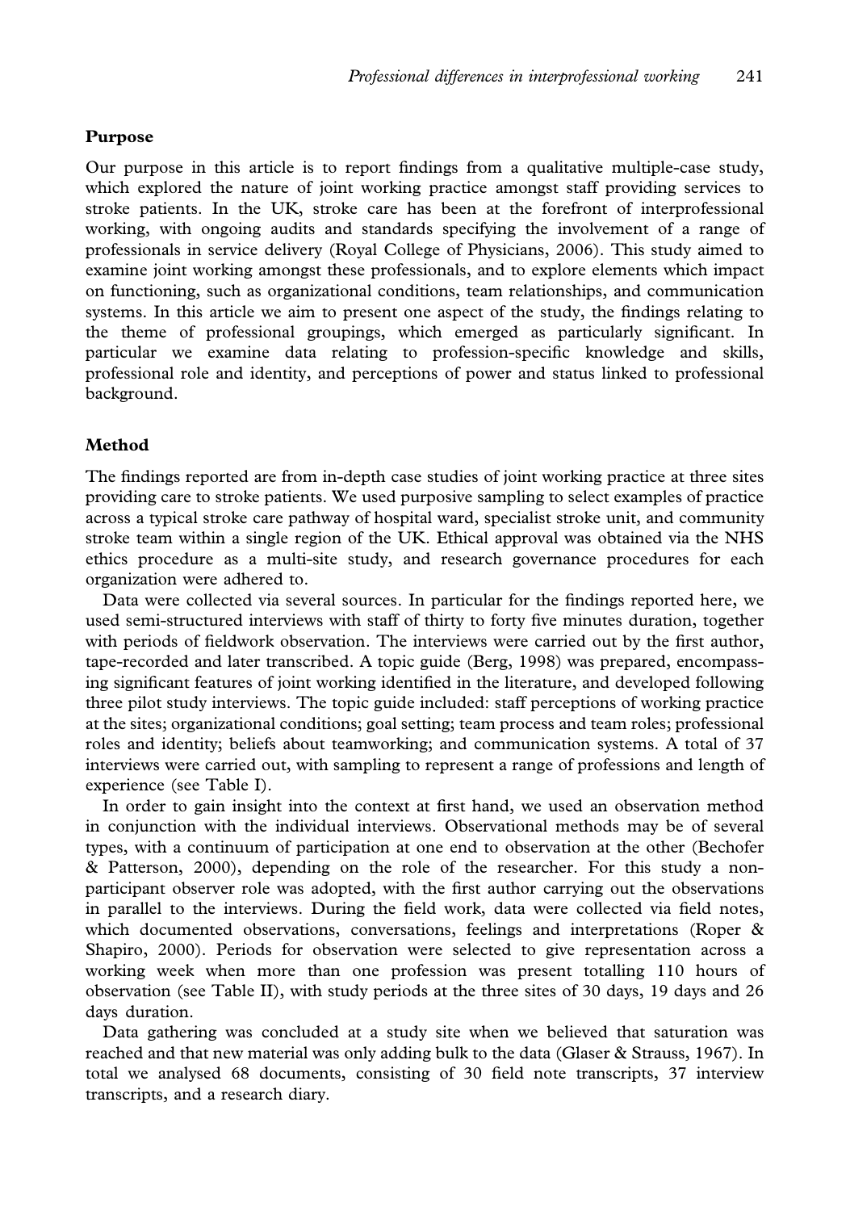## Purpose

Our purpose in this article is to report findings from a qualitative multiple-case study, which explored the nature of joint working practice amongst staff providing services to stroke patients. In the UK, stroke care has been at the forefront of interprofessional working, with ongoing audits and standards specifying the involvement of a range of professionals in service delivery (Royal College of Physicians, 2006). This study aimed to examine joint working amongst these professionals, and to explore elements which impact on functioning, such as organizational conditions, team relationships, and communication systems. In this article we aim to present one aspect of the study, the findings relating to the theme of professional groupings, which emerged as particularly significant. In particular we examine data relating to profession-specific knowledge and skills, professional role and identity, and perceptions of power and status linked to professional background.

## Method

The findings reported are from in-depth case studies of joint working practice at three sites providing care to stroke patients. We used purposive sampling to select examples of practice across a typical stroke care pathway of hospital ward, specialist stroke unit, and community stroke team within a single region of the UK. Ethical approval was obtained via the NHS ethics procedure as a multi-site study, and research governance procedures for each organization were adhered to.

Data were collected via several sources. In particular for the findings reported here, we used semi-structured interviews with staff of thirty to forty five minutes duration, together with periods of fieldwork observation. The interviews were carried out by the first author, tape-recorded and later transcribed. A topic guide (Berg, 1998) was prepared, encompassing significant features of joint working identified in the literature, and developed following three pilot study interviews. The topic guide included: staff perceptions of working practice at the sites; organizational conditions; goal setting; team process and team roles; professional roles and identity; beliefs about teamworking; and communication systems. A total of 37 interviews were carried out, with sampling to represent a range of professions and length of experience (see Table I).

In order to gain insight into the context at first hand, we used an observation method in conjunction with the individual interviews. Observational methods may be of several types, with a continuum of participation at one end to observation at the other (Bechofer & Patterson, 2000), depending on the role of the researcher. For this study a non-participant observer role was adopted, with the first author carrying out the observations in parallel to the interviews. During the field work, data were collected via field notes, which documented observations, conversations, feelings and interpretations (Roper & Shapiro, 2000). Periods for observation were selected to give representation across a working week when more than one profession was present totalling 110 hours of observation (see Table II), with study periods at the three sites of 30 days, 19 days and 26 days duration.

Data gathering was concluded at a study site when we believed that saturation was reached and that new material was only adding bulk to the data (Glaser & Strauss, 1967). In total we analysed 68 documents, consisting of 30 field note transcripts, 37 interview transcripts, and a research diary.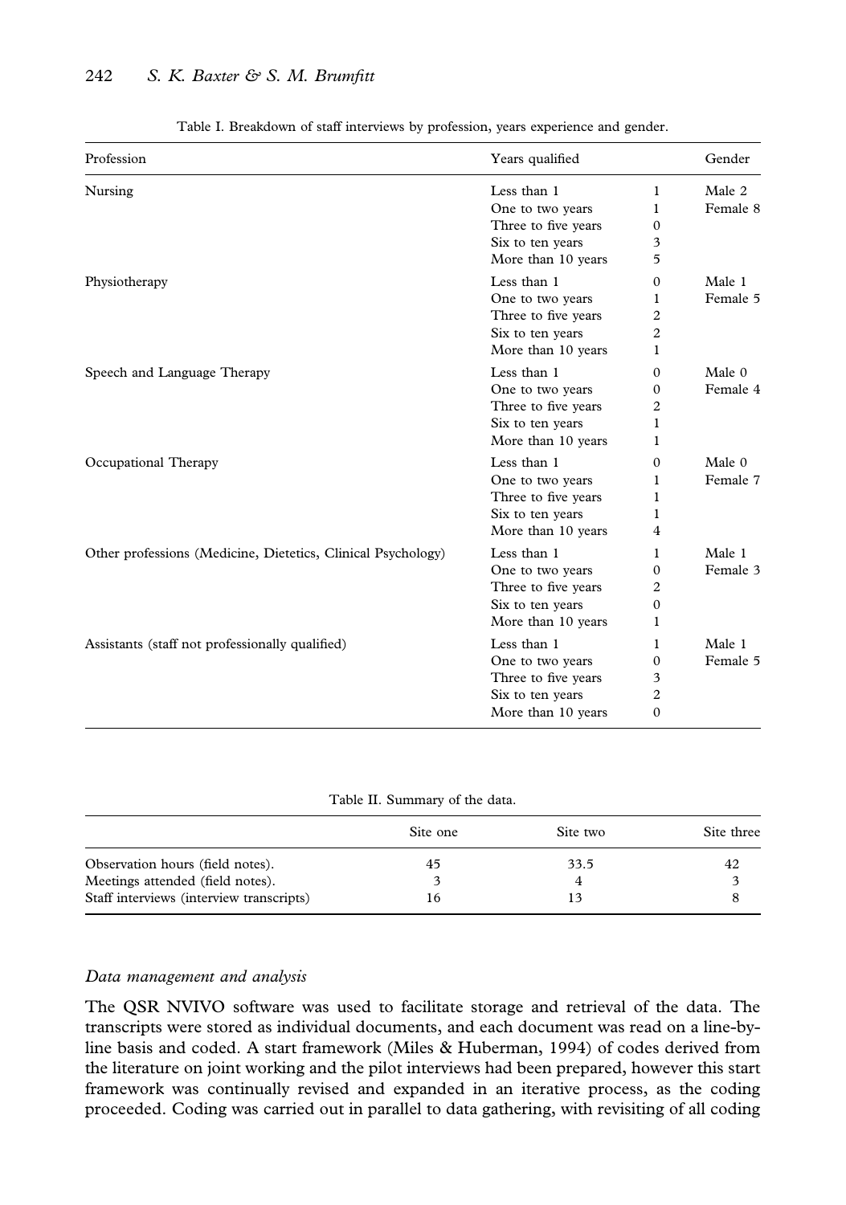Table I. Breakdown of staff interviews by profession, years experience and gender.

| Profession | Years qualified | | Gender |
|---|---|---|---|
| Nursing | Less than 1 | 1 | Male 2 |
| | One to two years | 1 | Female 8 |
| | Three to five years | 0 | |
| | Six to ten years | 3 | |
| | More than 10 years | 5 | |
| Physiotherapy | Less than 1 | 0 | Male 1 |
| | One to two years | 1 | Female 5 |
| | Three to five years | 2 | |
| | Six to ten years | 2 | |
| | More than 10 years | 1 | |
| Speech and Language Therapy | Less than 1 | 0 | Male 0 |
| | One to two years | 0 | Female 4 |
| | Three to five years | 2 | |
| | Six to ten years | 1 | |
| | More than 10 years | 1 | |
| Occupational Therapy | Less than 1 | 0 | Male 0 |
| | One to two years | 1 | Female 7 |
| | Three to five years | 1 | |
| | Six to ten years | 1 | |
| | More than 10 years | 4 | |
| Other professions (Medicine, Dietetics, Clinical Psychology) | Less than 1 | 1 | Male 1 |
| | One to two years | 0 | Female 3 |
| | Three to five years | 2 | |
| | Six to ten years | 0 | |
| | More than 10 years | 1 | |
| Assistants (staff not professionally qualified) | Less than 1 | 1 | Male 1 |
| | One to two years | 0 | Female 5 |
| | Three to five years | 3 | |
| | Six to ten years | 2 | |
| | More than 10 years | 0 | |

Table II. Summary of the data.

| | Site one | Site two | Site three |
|---|---|---|---|
| Observation hours (field notes). | 45 | 33.5 | 42 |
| Meetings attended (field notes). | 3 | 4 | 3 |
| Staff interviews (interview transcripts) | 16 | 13 | 8 |

### *Data management and analysis*

The QSR NVIVO software was used to facilitate storage and retrieval of the data. The transcripts were stored as individual documents, and each document was read on a line-by-line basis and coded. A start framework (Miles & Huberman, 1994) of codes derived from the literature on joint working and the pilot interviews had been prepared, however this start framework was continually revised and expanded in an iterative process, as the coding proceeded. Coding was carried out in parallel to data gathering, with revisiting of all coding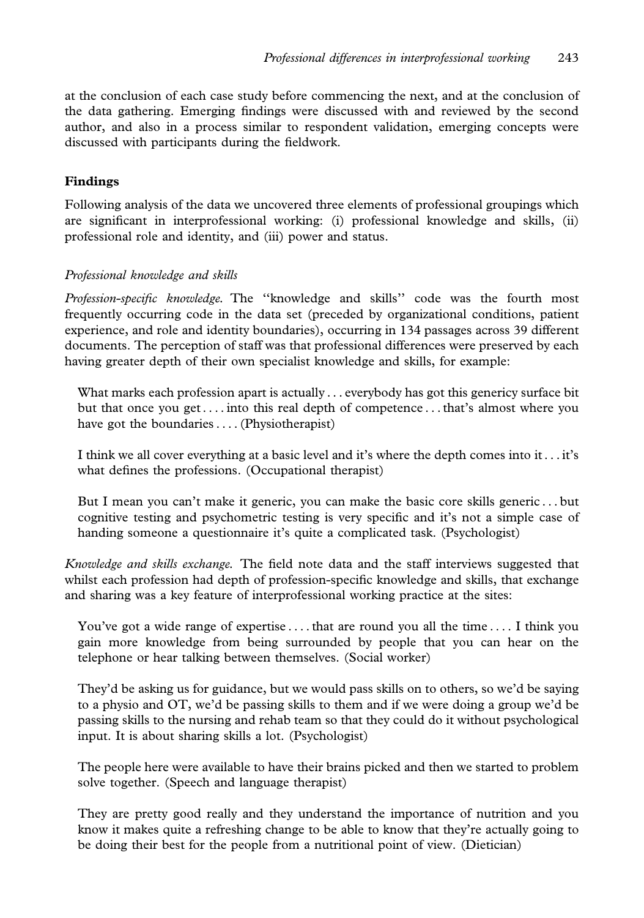at the conclusion of each case study before commencing the next, and at the conclusion of the data gathering. Emerging findings were discussed with and reviewed by the second author, and also in a process similar to respondent validation, emerging concepts were discussed with participants during the fieldwork.

## Findings

Following analysis of the data we uncovered three elements of professional groupings which are significant in interprofessional working: (i) professional knowledge and skills, (ii) professional role and identity, and (iii) power and status.

### *Professional knowledge and skills*

*Profession-specific knowledge.* The "knowledge and skills" code was the fourth most frequently occurring code in the data set (preceded by organizational conditions, patient experience, and role and identity boundaries), occurring in 134 passages across 39 different documents. The perception of staff was that professional differences were preserved by each having greater depth of their own specialist knowledge and skills, for example:

> What marks each profession apart is actually . . . everybody has got this genericy surface bit but that once you get . . . . into this real depth of competence . . . that's almost where you have got the boundaries . . . . (Physiotherapist)

> I think we all cover everything at a basic level and it's where the depth comes into it . . . it's what defines the professions. (Occupational therapist)

> But I mean you can't make it generic, you can make the basic core skills generic . . . but cognitive testing and psychometric testing is very specific and it's not a simple case of handing someone a questionnaire it's quite a complicated task. (Psychologist)

*Knowledge and skills exchange.* The field note data and the staff interviews suggested that whilst each profession had depth of profession-specific knowledge and skills, that exchange and sharing was a key feature of interprofessional working practice at the sites:

> You've got a wide range of expertise . . . . that are round you all the time . . . . I think you gain more knowledge from being surrounded by people that you can hear on the telephone or hear talking between themselves. (Social worker)

> They'd be asking us for guidance, but we would pass skills on to others, so we'd be saying to a physio and OT, we'd be passing skills to them and if we were doing a group we'd be passing skills to the nursing and rehab team so that they could do it without psychological input. It is about sharing skills a lot. (Psychologist)

> The people here were available to have their brains picked and then we started to problem solve together. (Speech and language therapist)

> They are pretty good really and they understand the importance of nutrition and you know it makes quite a refreshing change to be able to know that they're actually going to be doing their best for the people from a nutritional point of view. (Dietician)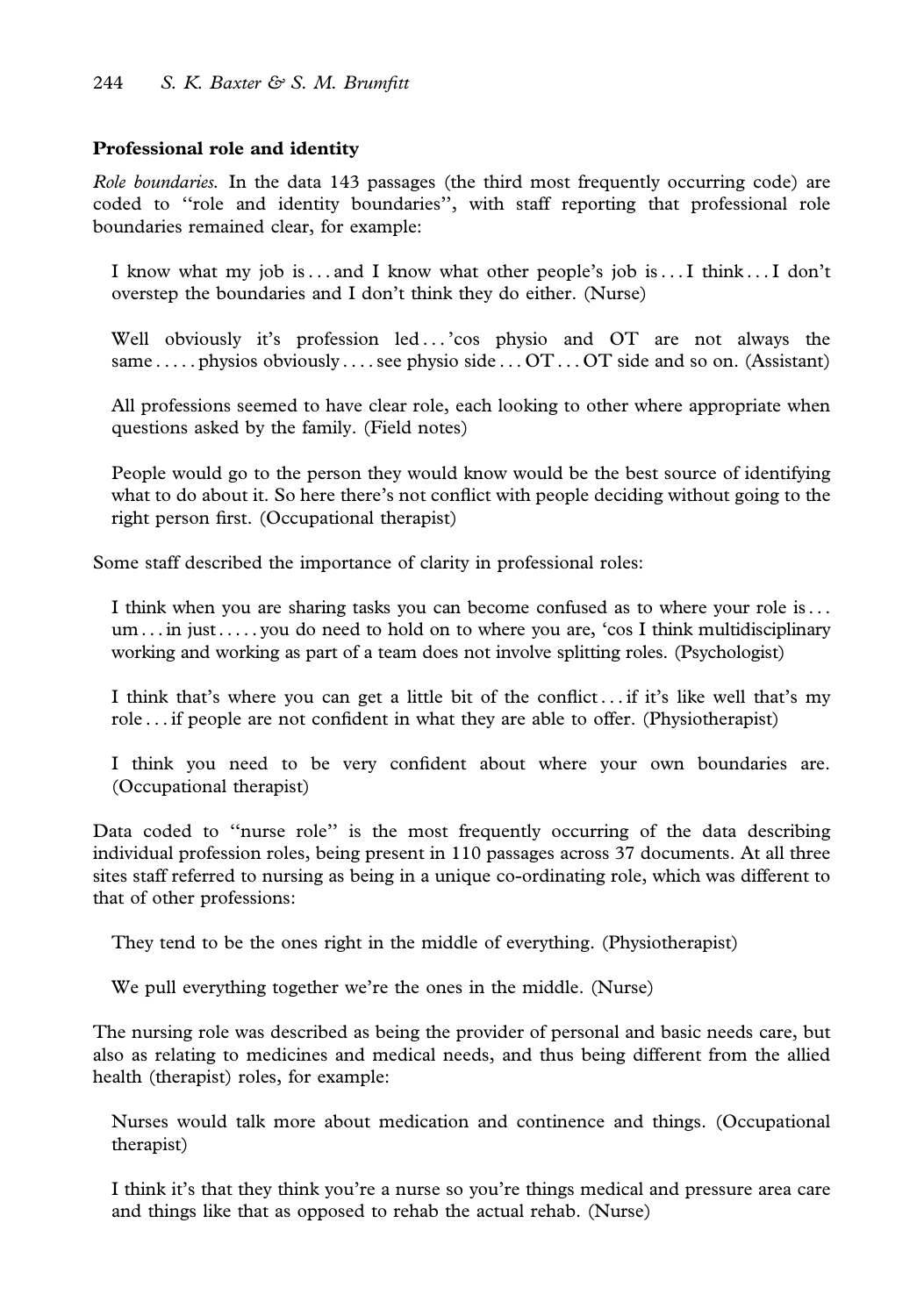## Professional role and identity

*Role boundaries.* In the data 143 passages (the third most frequently occurring code) are coded to "role and identity boundaries", with staff reporting that professional role boundaries remained clear, for example:

> I know what my job is . . . and I know what other people's job is . . . I think . . . I don't overstep the boundaries and I don't think they do either. (Nurse)

> Well obviously it's profession led . . . 'cos physio and OT are not always the same . . . . . physios obviously . . . . see physio side . . . OT . . . OT side and so on. (Assistant)

> All professions seemed to have clear role, each looking to other where appropriate when questions asked by the family. (Field notes)

> People would go to the person they would know would be the best source of identifying what to do about it. So here there's not conflict with people deciding without going to the right person first. (Occupational therapist)

Some staff described the importance of clarity in professional roles:

> I think when you are sharing tasks you can become confused as to where your role is . . . um . . . in just . . . . . you do need to hold on to where you are, 'cos I think multidisciplinary working and working as part of a team does not involve splitting roles. (Psychologist)

> I think that's where you can get a little bit of the conflict . . . if it's like well that's my role . . . if people are not confident in what they are able to offer. (Physiotherapist)

> I think you need to be very confident about where your own boundaries are. (Occupational therapist)

Data coded to "nurse role" is the most frequently occurring of the data describing individual profession roles, being present in 110 passages across 37 documents. At all three sites staff referred to nursing as being in a unique co-ordinating role, which was different to that of other professions:

> They tend to be the ones right in the middle of everything. (Physiotherapist)

> We pull everything together we're the ones in the middle. (Nurse)

The nursing role was described as being the provider of personal and basic needs care, but also as relating to medicines and medical needs, and thus being different from the allied health (therapist) roles, for example:

> Nurses would talk more about medication and continence and things. (Occupational therapist)

> I think it's that they think you're a nurse so you're things medical and pressure area care and things like that as opposed to rehab the actual rehab. (Nurse)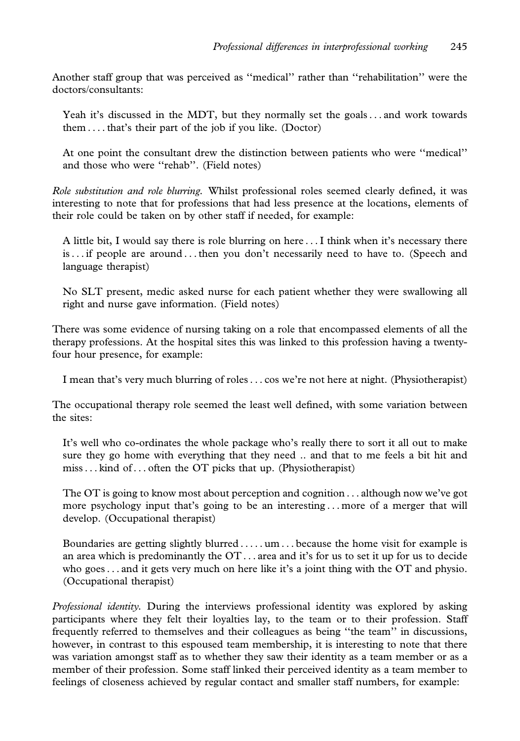Another staff group that was perceived as "medical" rather than "rehabilitation" were the doctors/consultants:

> Yeah it's discussed in the MDT, but they normally set the goals . . . and work towards them . . . . that's their part of the job if you like. (Doctor)

> At one point the consultant drew the distinction between patients who were "medical" and those who were "rehab". (Field notes)

*Role substitution and role blurring.* Whilst professional roles seemed clearly defined, it was interesting to note that for professions that had less presence at the locations, elements of their role could be taken on by other staff if needed, for example:

> A little bit, I would say there is role blurring on here . . . I think when it's necessary there is . . . if people are around . . . then you don't necessarily need to have to. (Speech and language therapist)

> No SLT present, medic asked nurse for each patient whether they were swallowing all right and nurse gave information. (Field notes)

There was some evidence of nursing taking on a role that encompassed elements of all the therapy professions. At the hospital sites this was linked to this profession having a twenty-four hour presence, for example:

> I mean that's very much blurring of roles . . . cos we're not here at night. (Physiotherapist)

The occupational therapy role seemed the least well defined, with some variation between the sites:

> It's well who co-ordinates the whole package who's really there to sort it all out to make sure they go home with everything that they need .. and that to me feels a bit hit and miss . . . kind of . . . often the OT picks that up. (Physiotherapist)

> The OT is going to know most about perception and cognition . . . although now we've got more psychology input that's going to be an interesting . . . more of a merger that will develop. (Occupational therapist)

> Boundaries are getting slightly blurred . . . . . um . . . because the home visit for example is an area which is predominantly the OT . . . area and it's for us to set it up for us to decide who goes . . . and it gets very much on here like it's a joint thing with the OT and physio. (Occupational therapist)

*Professional identity.* During the interviews professional identity was explored by asking participants where they felt their loyalties lay, to the team or to their profession. Staff frequently referred to themselves and their colleagues as being "the team" in discussions, however, in contrast to this espoused team membership, it is interesting to note that there was variation amongst staff as to whether they saw their identity as a team member or as a member of their profession. Some staff linked their perceived identity as a team member to feelings of closeness achieved by regular contact and smaller staff numbers, for example: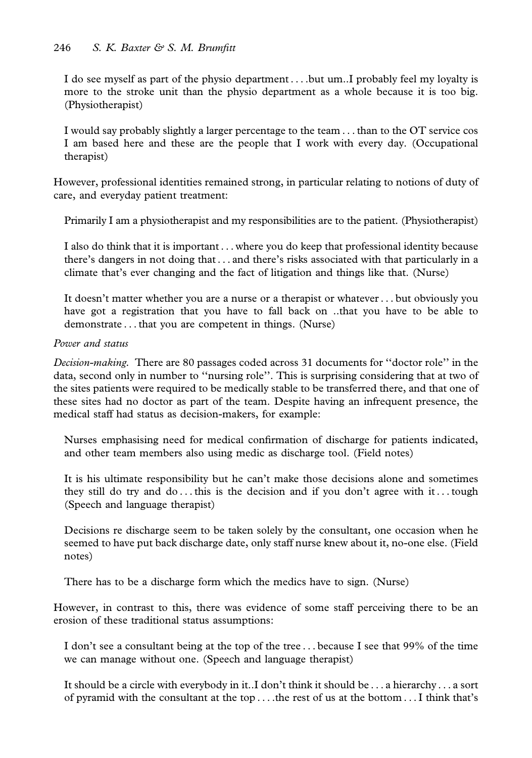I do see myself as part of the physio department . . . .but um..I probably feel my loyalty is more to the stroke unit than the physio department as a whole because it is too big. (Physiotherapist)

I would say probably slightly a larger percentage to the team . . . than to the OT service cos I am based here and these are the people that I work with every day. (Occupational therapist)

However, professional identities remained strong, in particular relating to notions of duty of care, and everyday patient treatment:

Primarily I am a physiotherapist and my responsibilities are to the patient. (Physiotherapist)

I also do think that it is important . . . where you do keep that professional identity because there's dangers in not doing that . . . and there's risks associated with that particularly in a climate that's ever changing and the fact of litigation and things like that. (Nurse)

It doesn't matter whether you are a nurse or a therapist or whatever . . . but obviously you have got a registration that you have to fall back on ..that you have to be able to demonstrate . . . that you are competent in things. (Nurse)

*Power and status*

*Decision-making.* There are 80 passages coded across 31 documents for "doctor role" in the data, second only in number to "nursing role". This is surprising considering that at two of the sites patients were required to be medically stable to be transferred there, and that one of these sites had no doctor as part of the team. Despite having an infrequent presence, the medical staff had status as decision-makers, for example:

Nurses emphasising need for medical confirmation of discharge for patients indicated, and other team members also using medic as discharge tool. (Field notes)

It is his ultimate responsibility but he can't make those decisions alone and sometimes they still do try and do . . . this is the decision and if you don't agree with it . . . tough (Speech and language therapist)

Decisions re discharge seem to be taken solely by the consultant, one occasion when he seemed to have put back discharge date, only staff nurse knew about it, no-one else. (Field notes)

There has to be a discharge form which the medics have to sign. (Nurse)

However, in contrast to this, there was evidence of some staff perceiving there to be an erosion of these traditional status assumptions:

I don't see a consultant being at the top of the tree . . . because I see that 99% of the time we can manage without one. (Speech and language therapist)

It should be a circle with everybody in it..I don't think it should be . . . a hierarchy . . . a sort of pyramid with the consultant at the top . . . .the rest of us at the bottom . . . I think that's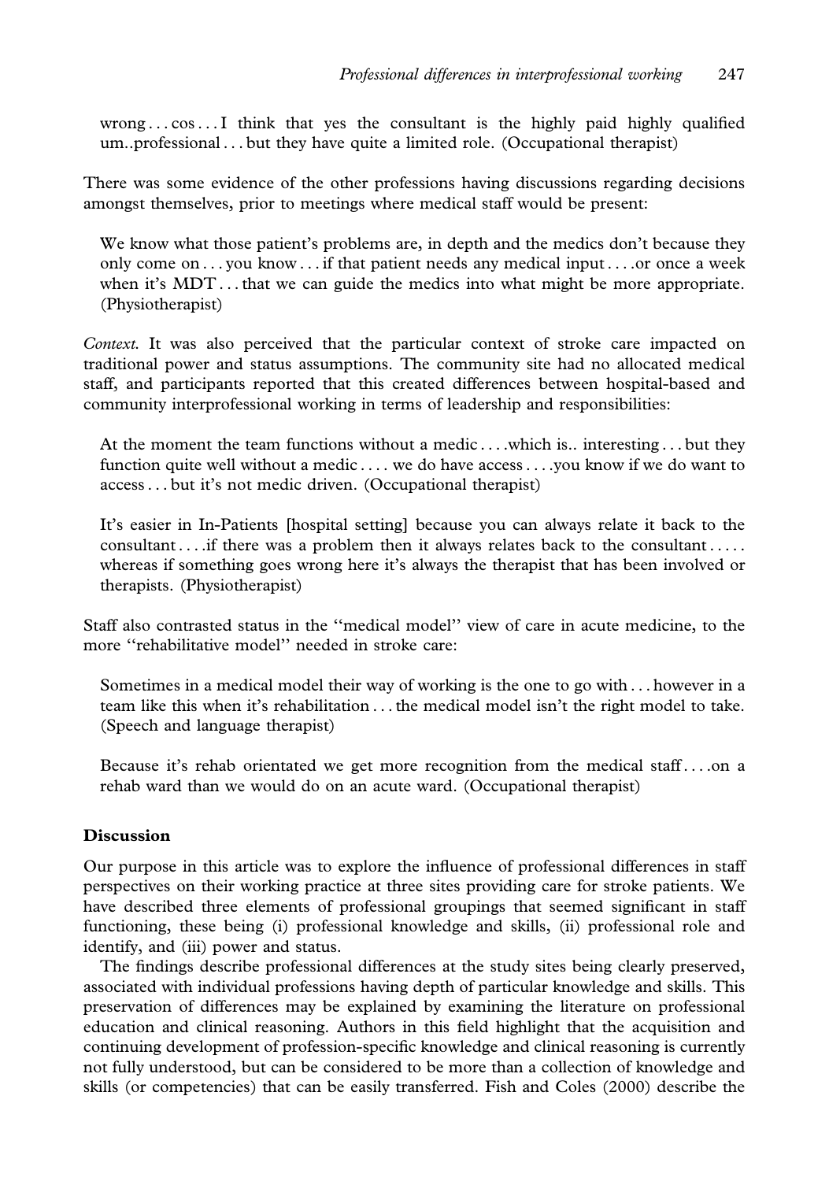wrong . . . cos . . . I think that yes the consultant is the highly paid highly qualified um..professional . . . but they have quite a limited role. (Occupational therapist)

There was some evidence of the other professions having discussions regarding decisions amongst themselves, prior to meetings where medical staff would be present:

> We know what those patient's problems are, in depth and the medics don't because they only come on . . . you know . . . if that patient needs any medical input . . . .or once a week when it's MDT . . . that we can guide the medics into what might be more appropriate. (Physiotherapist)

*Context.* It was also perceived that the particular context of stroke care impacted on traditional power and status assumptions. The community site had no allocated medical staff, and participants reported that this created differences between hospital-based and community interprofessional working in terms of leadership and responsibilities:

> At the moment the team functions without a medic . . . .which is.. interesting . . . but they function quite well without a medic . . . . we do have access . . . .you know if we do want to access . . . but it's not medic driven. (Occupational therapist)

> It's easier in In-Patients [hospital setting] because you can always relate it back to the consultant . . . .if there was a problem then it always relates back to the consultant . . . . . whereas if something goes wrong here it's always the therapist that has been involved or therapists. (Physiotherapist)

Staff also contrasted status in the ''medical model'' view of care in acute medicine, to the more ''rehabilitative model'' needed in stroke care:

> Sometimes in a medical model their way of working is the one to go with . . . however in a team like this when it's rehabilitation . . . the medical model isn't the right model to take. (Speech and language therapist)

> Because it's rehab orientated we get more recognition from the medical staff . . . .on a rehab ward than we would do on an acute ward. (Occupational therapist)

## Discussion

Our purpose in this article was to explore the influence of professional differences in staff perspectives on their working practice at three sites providing care for stroke patients. We have described three elements of professional groupings that seemed significant in staff functioning, these being (i) professional knowledge and skills, (ii) professional role and identify, and (iii) power and status.

The findings describe professional differences at the study sites being clearly preserved, associated with individual professions having depth of particular knowledge and skills. This preservation of differences may be explained by examining the literature on professional education and clinical reasoning. Authors in this field highlight that the acquisition and continuing development of profession-specific knowledge and clinical reasoning is currently not fully understood, but can be considered to be more than a collection of knowledge and skills (or competencies) that can be easily transferred. Fish and Coles (2000) describe the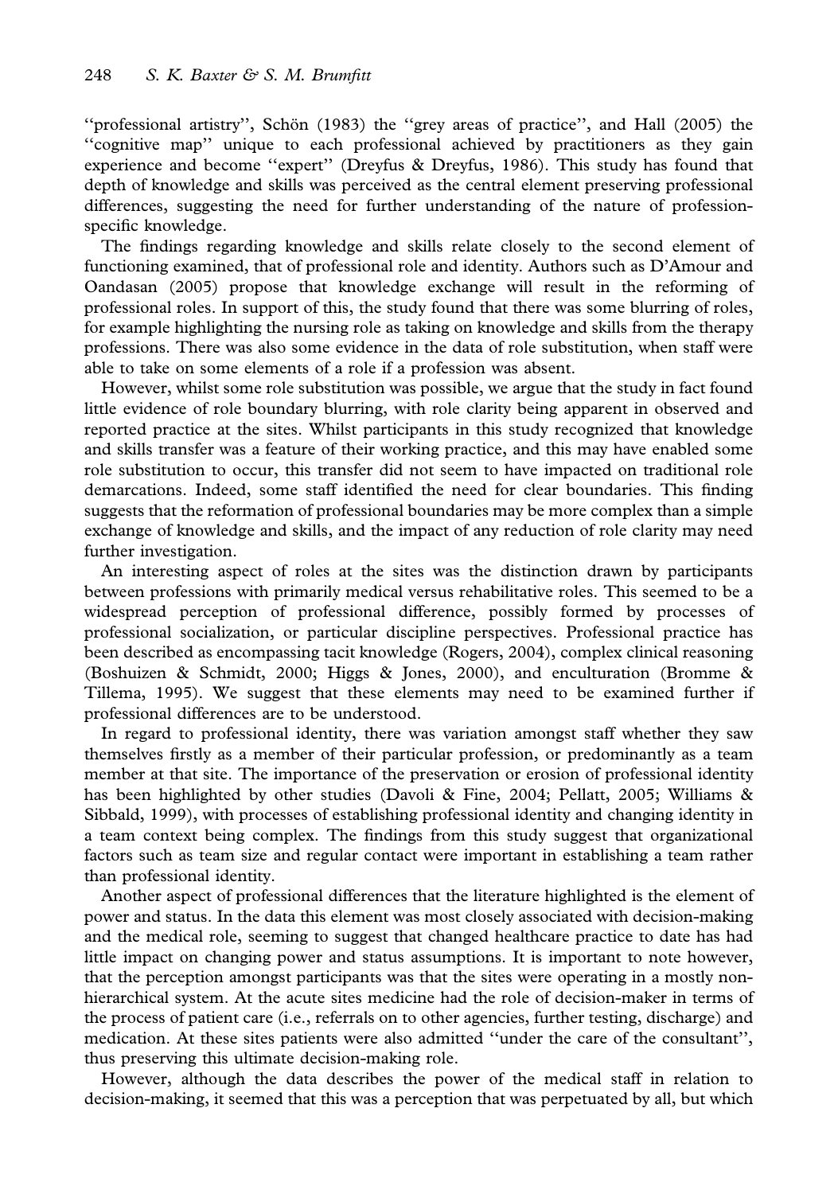''professional artistry'', Schön (1983) the ''grey areas of practice'', and Hall (2005) the ''cognitive map'' unique to each professional achieved by practitioners as they gain experience and become ''expert'' (Dreyfus & Dreyfus, 1986). This study has found that depth of knowledge and skills was perceived as the central element preserving professional differences, suggesting the need for further understanding of the nature of profession-specific knowledge.

The findings regarding knowledge and skills relate closely to the second element of functioning examined, that of professional role and identity. Authors such as D'Amour and Oandasan (2005) propose that knowledge exchange will result in the reforming of professional roles. In support of this, the study found that there was some blurring of roles, for example highlighting the nursing role as taking on knowledge and skills from the therapy professions. There was also some evidence in the data of role substitution, when staff were able to take on some elements of a role if a profession was absent.

However, whilst some role substitution was possible, we argue that the study in fact found little evidence of role boundary blurring, with role clarity being apparent in observed and reported practice at the sites. Whilst participants in this study recognized that knowledge and skills transfer was a feature of their working practice, and this may have enabled some role substitution to occur, this transfer did not seem to have impacted on traditional role demarcations. Indeed, some staff identified the need for clear boundaries. This finding suggests that the reformation of professional boundaries may be more complex than a simple exchange of knowledge and skills, and the impact of any reduction of role clarity may need further investigation.

An interesting aspect of roles at the sites was the distinction drawn by participants between professions with primarily medical versus rehabilitative roles. This seemed to be a widespread perception of professional difference, possibly formed by processes of professional socialization, or particular discipline perspectives. Professional practice has been described as encompassing tacit knowledge (Rogers, 2004), complex clinical reasoning (Boshuizen & Schmidt, 2000; Higgs & Jones, 2000), and enculturation (Bromme & Tillema, 1995). We suggest that these elements may need to be examined further if professional differences are to be understood.

In regard to professional identity, there was variation amongst staff whether they saw themselves firstly as a member of their particular profession, or predominantly as a team member at that site. The importance of the preservation or erosion of professional identity has been highlighted by other studies (Davoli & Fine, 2004; Pellatt, 2005; Williams & Sibbald, 1999), with processes of establishing professional identity and changing identity in a team context being complex. The findings from this study suggest that organizational factors such as team size and regular contact were important in establishing a team rather than professional identity.

Another aspect of professional differences that the literature highlighted is the element of power and status. In the data this element was most closely associated with decision-making and the medical role, seeming to suggest that changed healthcare practice to date has had little impact on changing power and status assumptions. It is important to note however, that the perception amongst participants was that the sites were operating in a mostly non-hierarchical system. At the acute sites medicine had the role of decision-maker in terms of the process of patient care (i.e., referrals on to other agencies, further testing, discharge) and medication. At these sites patients were also admitted ''under the care of the consultant'', thus preserving this ultimate decision-making role.

However, although the data describes the power of the medical staff in relation to decision-making, it seemed that this was a perception that was perpetuated by all, but which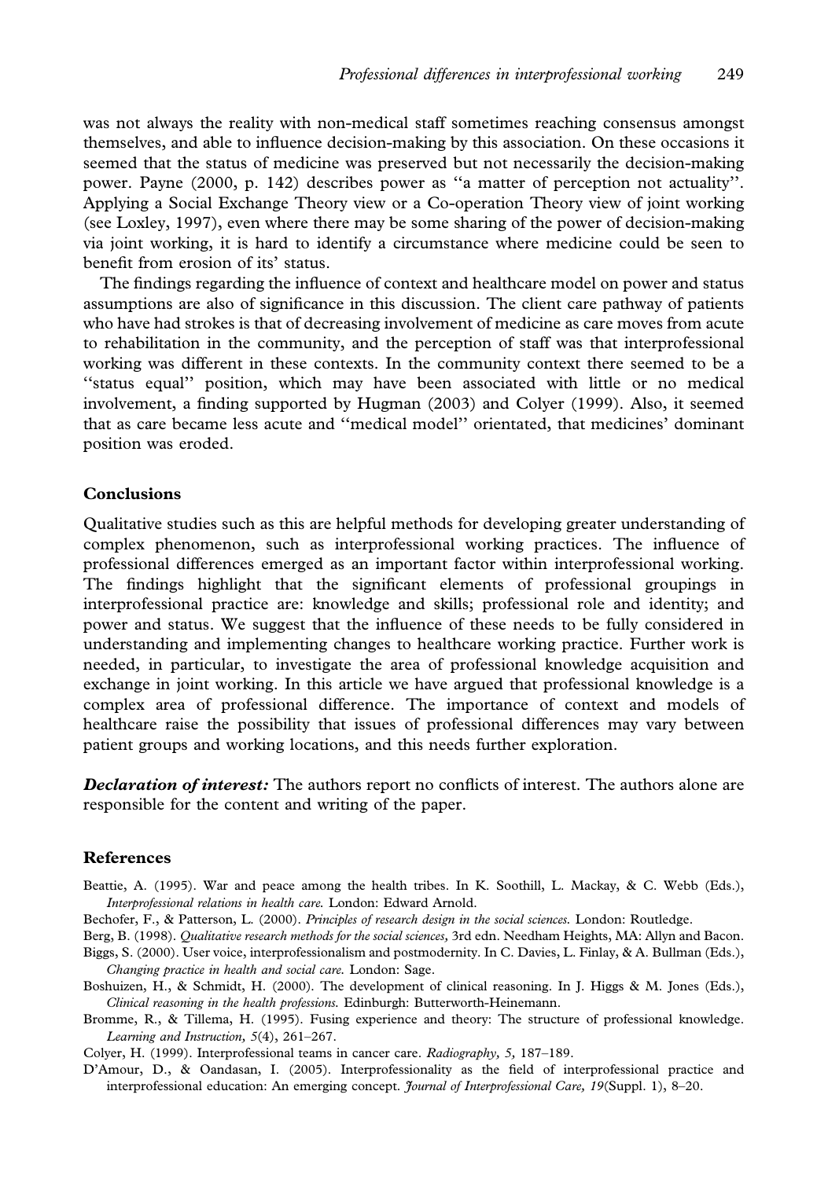was not always the reality with non-medical staff sometimes reaching consensus amongst themselves, and able to influence decision-making by this association. On these occasions it seemed that the status of medicine was preserved but not necessarily the decision-making power. Payne (2000, p. 142) describes power as "a matter of perception not actuality". Applying a Social Exchange Theory view or a Co-operation Theory view of joint working (see Loxley, 1997), even where there may be some sharing of the power of decision-making via joint working, it is hard to identify a circumstance where medicine could be seen to benefit from erosion of its' status.

The findings regarding the influence of context and healthcare model on power and status assumptions are also of significance in this discussion. The client care pathway of patients who have had strokes is that of decreasing involvement of medicine as care moves from acute to rehabilitation in the community, and the perception of staff was that interprofessional working was different in these contexts. In the community context there seemed to be a "status equal" position, which may have been associated with little or no medical involvement, a finding supported by Hugman (2003) and Colyer (1999). Also, it seemed that as care became less acute and "medical model" orientated, that medicines' dominant position was eroded.

## Conclusions

Qualitative studies such as this are helpful methods for developing greater understanding of complex phenomenon, such as interprofessional working practices. The influence of professional differences emerged as an important factor within interprofessional working. The findings highlight that the significant elements of professional groupings in interprofessional practice are: knowledge and skills; professional role and identity; and power and status. We suggest that the influence of these needs to be fully considered in understanding and implementing changes to healthcare working practice. Further work is needed, in particular, to investigate the area of professional knowledge acquisition and exchange in joint working. In this article we have argued that professional knowledge is a complex area of professional difference. The importance of context and models of healthcare raise the possibility that issues of professional differences may vary between patient groups and working locations, and this needs further exploration.

***Declaration of interest:*** The authors report no conflicts of interest. The authors alone are responsible for the content and writing of the paper.

## References

Beattie, A. (1995). War and peace among the health tribes. In K. Soothill, L. Mackay, & C. Webb (Eds.), *Interprofessional relations in health care.* London: Edward Arnold.

Bechofer, F., & Patterson, L. (2000). *Principles of research design in the social sciences.* London: Routledge.

Berg, B. (1998). *Qualitative research methods for the social sciences,* 3rd edn. Needham Heights, MA: Allyn and Bacon.

Biggs, S. (2000). User voice, interprofessionalism and postmodernity. In C. Davies, L. Finlay, & A. Bullman (Eds.), *Changing practice in health and social care.* London: Sage.

Boshuizen, H., & Schmidt, H. (2000). The development of clinical reasoning. In J. Higgs & M. Jones (Eds.), *Clinical reasoning in the health professions.* Edinburgh: Butterworth-Heinemann.

Bromme, R., & Tillema, H. (1995). Fusing experience and theory: The structure of professional knowledge. *Learning and Instruction, 5*(4), 261–267.

Colyer, H. (1999). Interprofessional teams in cancer care. *Radiography, 5,* 187–189.

D'Amour, D., & Oandasan, I. (2005). Interprofessionality as the field of interprofessional practice and interprofessional education: An emerging concept. *Journal of Interprofessional Care, 19*(Suppl. 1), 8–20.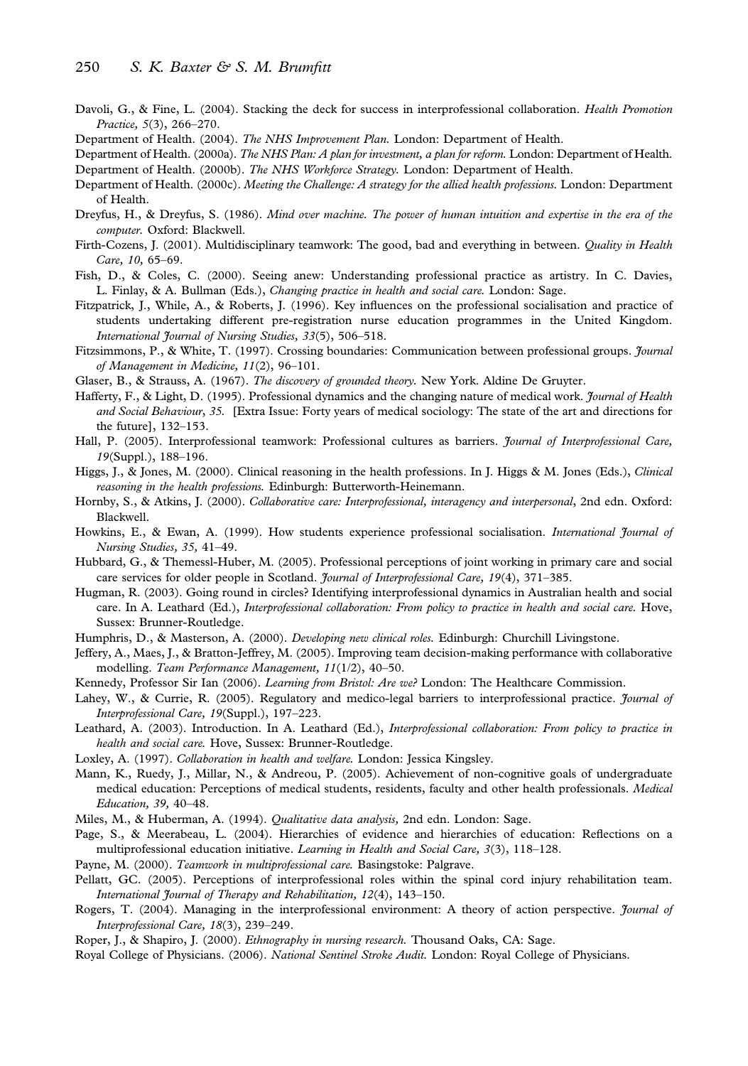Davoli, G., & Fine, L. (2004). Stacking the deck for success in interprofessional collaboration. *Health Promotion Practice, 5*(3), 266–270.

Department of Health. (2004). *The NHS Improvement Plan.* London: Department of Health.

Department of Health. (2000a). *The NHS Plan: A plan for investment, a plan for reform.* London: Department of Health.

Department of Health. (2000b). *The NHS Workforce Strategy.* London: Department of Health.

Department of Health. (2000c). *Meeting the Challenge: A strategy for the allied health professions.* London: Department of Health.

Dreyfus, H., & Dreyfus, S. (1986). *Mind over machine. The power of human intuition and expertise in the era of the computer.* Oxford: Blackwell.

Firth-Cozens, J. (2001). Multidisciplinary teamwork: The good, bad and everything in between. *Quality in Health Care, 10,* 65–69.

Fish, D., & Coles, C. (2000). Seeing anew: Understanding professional practice as artistry. In C. Davies, L. Finlay, & A. Bullman (Eds.), *Changing practice in health and social care.* London: Sage.

Fitzpatrick, J., While, A., & Roberts, J. (1996). Key influences on the professional socialisation and practice of students undertaking different pre-registration nurse education programmes in the United Kingdom. *International Journal of Nursing Studies, 33*(5), 506–518.

Fitzsimmons, P., & White, T. (1997). Crossing boundaries: Communication between professional groups. *Journal of Management in Medicine, 11*(2), 96–101.

Glaser, B., & Strauss, A. (1967). *The discovery of grounded theory.* New York. Aldine De Gruyter.

Hafferty, F., & Light, D. (1995). Professional dynamics and the changing nature of medical work. *Journal of Health and Social Behaviour*, *35.* [Extra Issue: Forty years of medical sociology: The state of the art and directions for the future], 132–153.

Hall, P. (2005). Interprofessional teamwork: Professional cultures as barriers. *Journal of Interprofessional Care, 19*(Suppl.), 188–196.

Higgs, J., & Jones, M. (2000). Clinical reasoning in the health professions. In J. Higgs & M. Jones (Eds.), *Clinical reasoning in the health professions.* Edinburgh: Butterworth-Heinemann.

Hornby, S., & Atkins, J. (2000). *Collaborative care: Interprofessional, interagency and interpersonal*, 2nd edn. Oxford: Blackwell.

Howkins, E., & Ewan, A. (1999). How students experience professional socialisation. *International Journal of Nursing Studies, 35,* 41–49.

Hubbard, G., & Themessl-Huber, M. (2005). Professional perceptions of joint working in primary care and social care services for older people in Scotland. *Journal of Interprofessional Care, 19*(4), 371–385.

Hugman, R. (2003). Going round in circles? Identifying interprofessional dynamics in Australian health and social care. In A. Leathard (Ed.), *Interprofessional collaboration: From policy to practice in health and social care.* Hove, Sussex: Brunner-Routledge.

Humphris, D., & Masterson, A. (2000). *Developing new clinical roles.* Edinburgh: Churchill Livingstone.

Jeffery, A., Maes, J., & Bratton-Jeffrey, M. (2005). Improving team decision-making performance with collaborative modelling. *Team Performance Management, 11*(1/2), 40–50.

Kennedy, Professor Sir Ian (2006). *Learning from Bristol: Are we?* London: The Healthcare Commission.

Lahey, W., & Currie, R. (2005). Regulatory and medico-legal barriers to interprofessional practice. *Journal of Interprofessional Care, 19*(Suppl.), 197–223.

Leathard, A. (2003). Introduction. In A. Leathard (Ed.), *Interprofessional collaboration: From policy to practice in health and social care.* Hove, Sussex: Brunner-Routledge.

Loxley, A. (1997). *Collaboration in health and welfare.* London: Jessica Kingsley.

Mann, K., Ruedy, J., Millar, N., & Andreou, P. (2005). Achievement of non-cognitive goals of undergraduate medical education: Perceptions of medical students, residents, faculty and other health professionals. *Medical Education, 39,* 40–48.

Miles, M., & Huberman, A. (1994). *Qualitative data analysis,* 2nd edn. London: Sage.

Page, S., & Meerabeau, L. (2004). Hierarchies of evidence and hierarchies of education: Reflections on a multiprofessional education initiative. *Learning in Health and Social Care, 3*(3), 118–128.

Payne, M. (2000). *Teamwork in multiprofessional care.* Basingstoke: Palgrave.

Pellatt, GC. (2005). Perceptions of interprofessional roles within the spinal cord injury rehabilitation team. *International Journal of Therapy and Rehabilitation, 12*(4), 143–150.

Rogers, T. (2004). Managing in the interprofessional environment: A theory of action perspective. *Journal of Interprofessional Care, 18*(3), 239–249.

Roper, J., & Shapiro, J. (2000). *Ethnography in nursing research.* Thousand Oaks, CA: Sage.

Royal College of Physicians. (2006). *National Sentinel Stroke Audit.* London: Royal College of Physicians.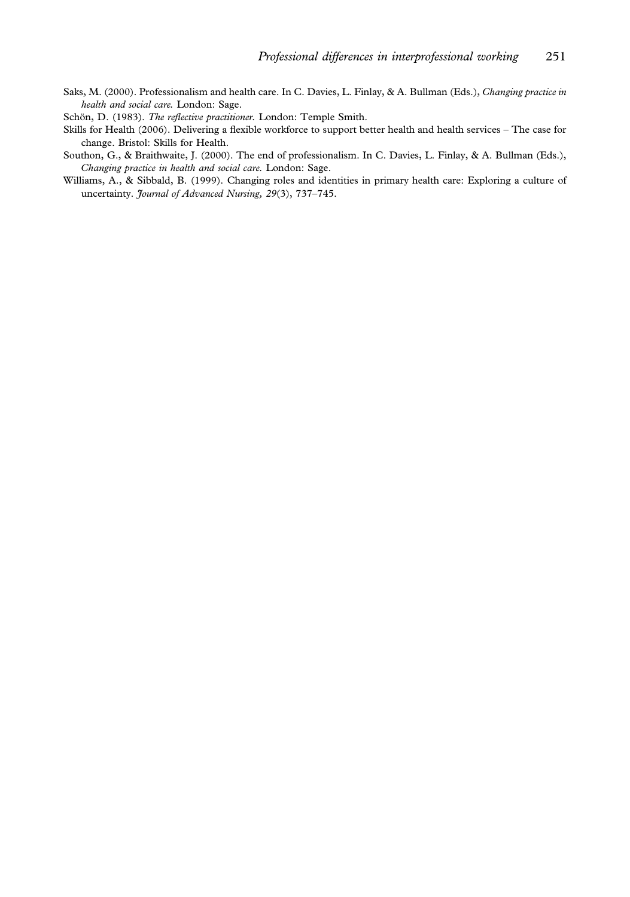Saks, M. (2000). Professionalism and health care. In C. Davies, L. Finlay, & A. Bullman (Eds.), *Changing practice in health and social care.* London: Sage.

Schön, D. (1983). *The reflective practitioner.* London: Temple Smith.

Skills for Health (2006). Delivering a flexible workforce to support better health and health services – The case for change. Bristol: Skills for Health.

Southon, G., & Braithwaite, J. (2000). The end of professionalism. In C. Davies, L. Finlay, & A. Bullman (Eds.), *Changing practice in health and social care.* London: Sage.

Williams, A., & Sibbald, B. (1999). Changing roles and identities in primary health care: Exploring a culture of uncertainty. *Journal of Advanced Nursing, 29*(3), 737–745.